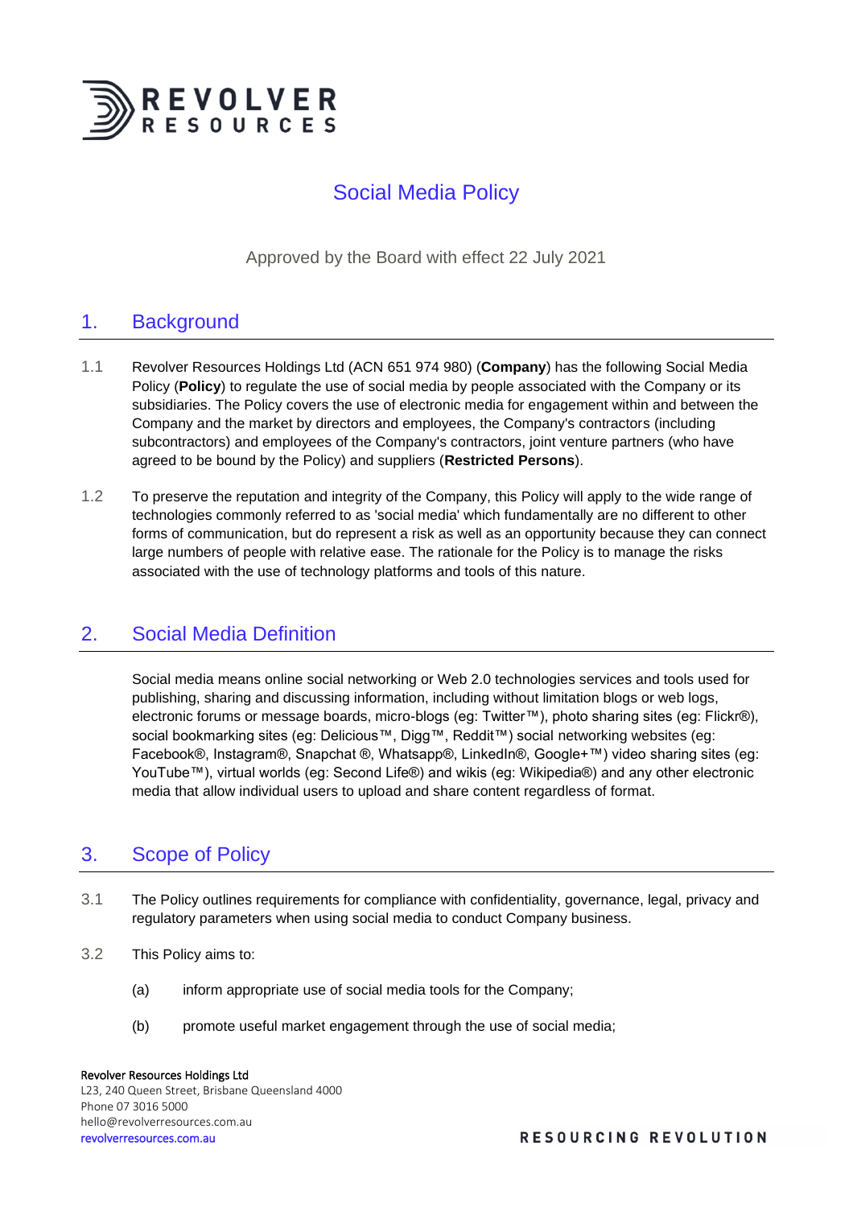# Social Media Policy

Approved by the Board with effect 22 July 2021

## 1. Background

1.1 Revolver Resources Holdings Ltd (ACN 651 974 980) (**Company**) has the following Social Media Policy (**Policy**) to regulate the use of social media by people associated with the Company or its subsidiaries. The Policy covers the use of electronic media for engagement within and between the Company and the market by directors and employees, the Company's contractors (including subcontractors) and employees of the Company's contractors, joint venture partners (who have agreed to be bound by the Policy) and suppliers (**Restricted Persons**).

1.2 To preserve the reputation and integrity of the Company, this Policy will apply to the wide range of technologies commonly referred to as 'social media' which fundamentally are no different to other forms of communication, but do represent a risk as well as an opportunity because they can connect large numbers of people with relative ease. The rationale for the Policy is to manage the risks associated with the use of technology platforms and tools of this nature.

## 2. Social Media Definition

Social media means online social networking or Web 2.0 technologies services and tools used for publishing, sharing and discussing information, including without limitation blogs or web logs, electronic forums or message boards, micro-blogs (eg: Twitter™), photo sharing sites (eg: Flickr®), social bookmarking sites (eg: Delicious™, Digg™, Reddit™) social networking websites (eg: Facebook®, Instagram®, Snapchat ®, Whatsapp®, LinkedIn®, Google+™) video sharing sites (eg: YouTube™), virtual worlds (eg: Second Life®) and wikis (eg: Wikipedia®) and any other electronic media that allow individual users to upload and share content regardless of format.

## 3. Scope of Policy

3.1 The Policy outlines requirements for compliance with confidentiality, governance, legal, privacy and regulatory parameters when using social media to conduct Company business.

3.2 This Policy aims to:

(a) inform appropriate use of social media tools for the Company;

(b) promote useful market engagement through the use of social media;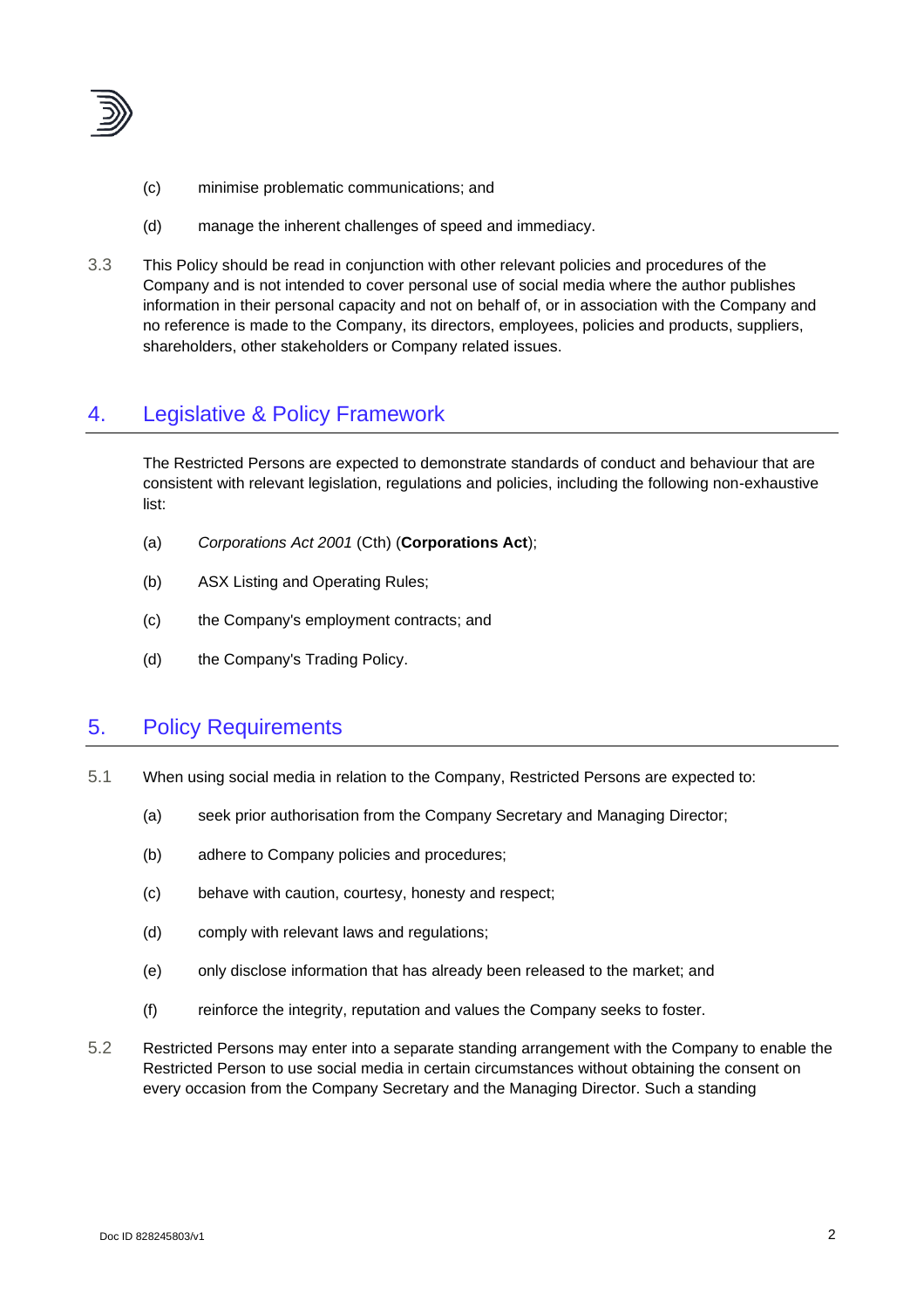(c) minimise problematic communications; and

(d) manage the inherent challenges of speed and immediacy.

3.3 This Policy should be read in conjunction with other relevant policies and procedures of the Company and is not intended to cover personal use of social media where the author publishes information in their personal capacity and not on behalf of, or in association with the Company and no reference is made to the Company, its directors, employees, policies and products, suppliers, shareholders, other stakeholders or Company related issues.

## 4. Legislative & Policy Framework

The Restricted Persons are expected to demonstrate standards of conduct and behaviour that are consistent with relevant legislation, regulations and policies, including the following non-exhaustive list:

(a) *Corporations Act 2001* (Cth) (**Corporations Act**);

(b) ASX Listing and Operating Rules;

(c) the Company's employment contracts; and

(d) the Company's Trading Policy.

## 5. Policy Requirements

5.1 When using social media in relation to the Company, Restricted Persons are expected to:

(a) seek prior authorisation from the Company Secretary and Managing Director;

(b) adhere to Company policies and procedures;

(c) behave with caution, courtesy, honesty and respect;

(d) comply with relevant laws and regulations;

(e) only disclose information that has already been released to the market; and

(f) reinforce the integrity, reputation and values the Company seeks to foster.

5.2 Restricted Persons may enter into a separate standing arrangement with the Company to enable the Restricted Person to use social media in certain circumstances without obtaining the consent on every occasion from the Company Secretary and the Managing Director. Such a standing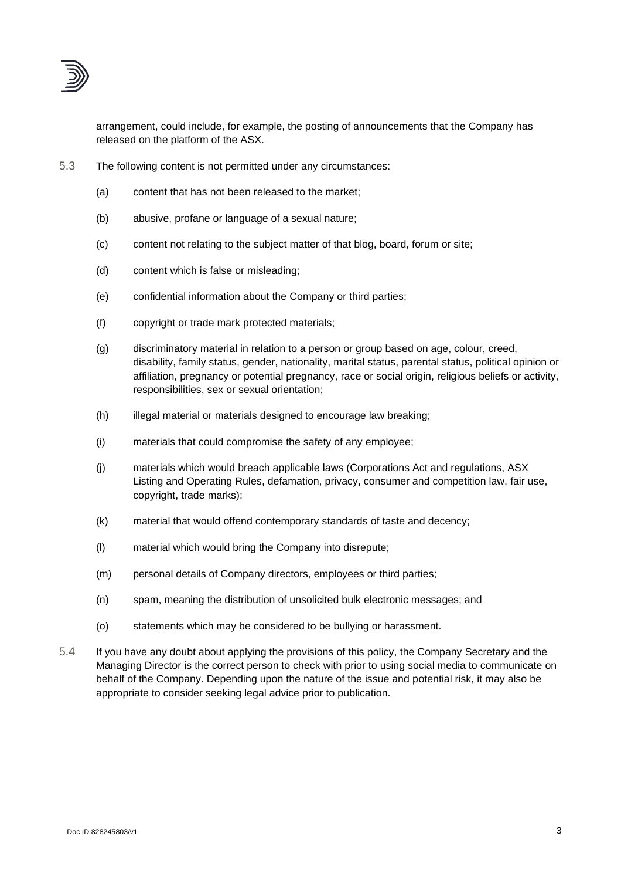arrangement, could include, for example, the posting of announcements that the Company has released on the platform of the ASX.

5.3 The following content is not permitted under any circumstances:

(a) content that has not been released to the market;

(b) abusive, profane or language of a sexual nature;

(c) content not relating to the subject matter of that blog, board, forum or site;

(d) content which is false or misleading;

(e) confidential information about the Company or third parties;

(f) copyright or trade mark protected materials;

(g) discriminatory material in relation to a person or group based on age, colour, creed, disability, family status, gender, nationality, marital status, parental status, political opinion or affiliation, pregnancy or potential pregnancy, race or social origin, religious beliefs or activity, responsibilities, sex or sexual orientation;

(h) illegal material or materials designed to encourage law breaking;

(i) materials that could compromise the safety of any employee;

(j) materials which would breach applicable laws (Corporations Act and regulations, ASX Listing and Operating Rules, defamation, privacy, consumer and competition law, fair use, copyright, trade marks);

(k) material that would offend contemporary standards of taste and decency;

(l) material which would bring the Company into disrepute;

(m) personal details of Company directors, employees or third parties;

(n) spam, meaning the distribution of unsolicited bulk electronic messages; and

(o) statements which may be considered to be bullying or harassment.

5.4 If you have any doubt about applying the provisions of this policy, the Company Secretary and the Managing Director is the correct person to check with prior to using social media to communicate on behalf of the Company. Depending upon the nature of the issue and potential risk, it may also be appropriate to consider seeking legal advice prior to publication.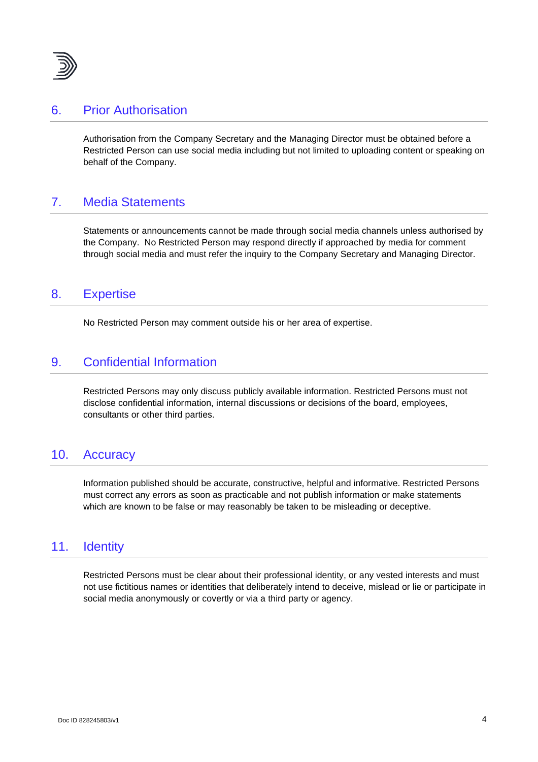## 6. Prior Authorisation

Authorisation from the Company Secretary and the Managing Director must be obtained before a Restricted Person can use social media including but not limited to uploading content or speaking on behalf of the Company.

## 7. Media Statements

Statements or announcements cannot be made through social media channels unless authorised by the Company. No Restricted Person may respond directly if approached by media for comment through social media and must refer the inquiry to the Company Secretary and Managing Director.

## 8. Expertise

No Restricted Person may comment outside his or her area of expertise.

## 9. Confidential Information

Restricted Persons may only discuss publicly available information. Restricted Persons must not disclose confidential information, internal discussions or decisions of the board, employees, consultants or other third parties.

## 10. Accuracy

Information published should be accurate, constructive, helpful and informative. Restricted Persons must correct any errors as soon as practicable and not publish information or make statements which are known to be false or may reasonably be taken to be misleading or deceptive.

## 11. Identity

Restricted Persons must be clear about their professional identity, or any vested interests and must not use fictitious names or identities that deliberately intend to deceive, mislead or lie or participate in social media anonymously or covertly or via a third party or agency.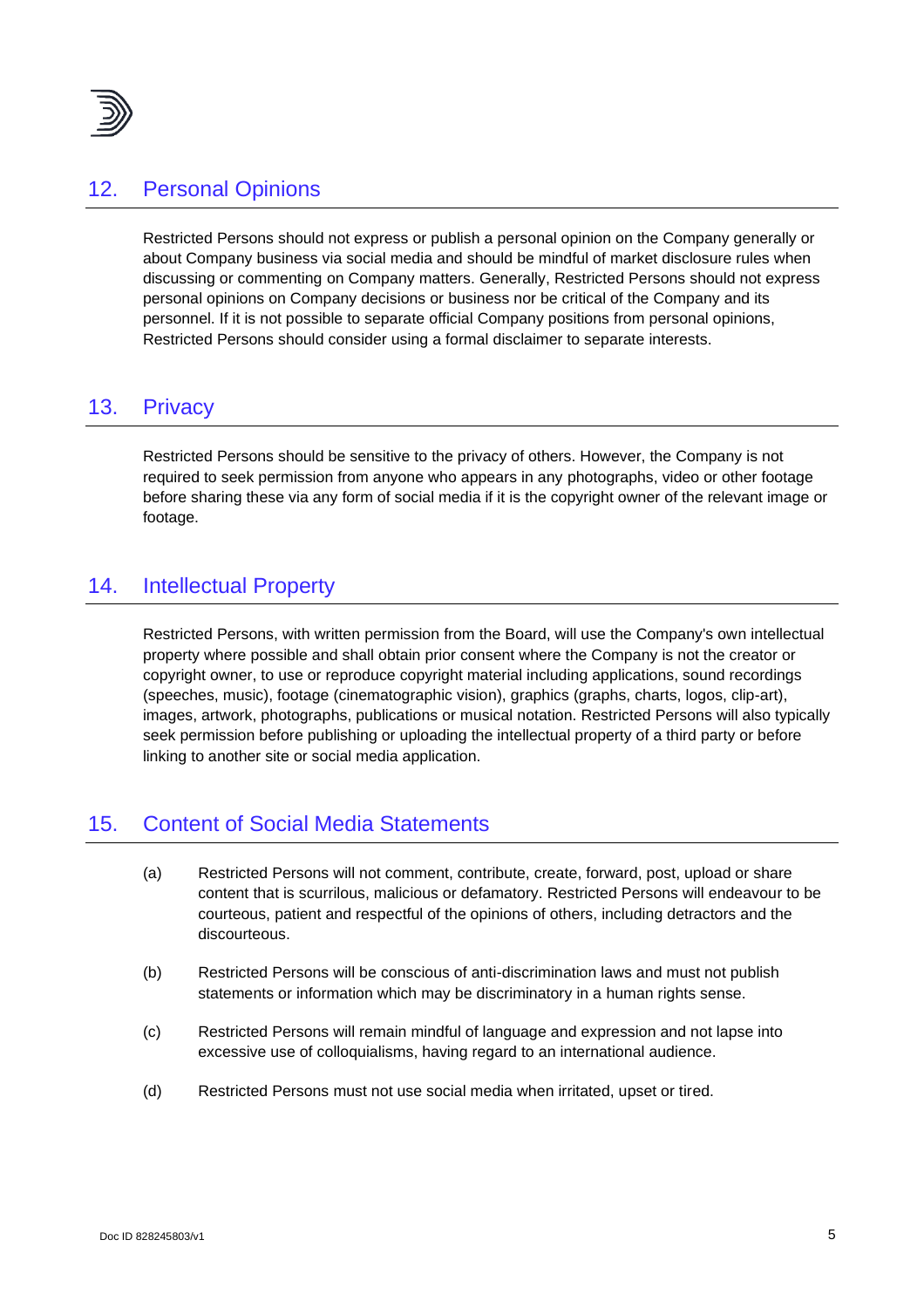## 12. Personal Opinions

Restricted Persons should not express or publish a personal opinion on the Company generally or about Company business via social media and should be mindful of market disclosure rules when discussing or commenting on Company matters. Generally, Restricted Persons should not express personal opinions on Company decisions or business nor be critical of the Company and its personnel. If it is not possible to separate official Company positions from personal opinions, Restricted Persons should consider using a formal disclaimer to separate interests.

## 13. Privacy

Restricted Persons should be sensitive to the privacy of others. However, the Company is not required to seek permission from anyone who appears in any photographs, video or other footage before sharing these via any form of social media if it is the copyright owner of the relevant image or footage.

## 14. Intellectual Property

Restricted Persons, with written permission from the Board, will use the Company's own intellectual property where possible and shall obtain prior consent where the Company is not the creator or copyright owner, to use or reproduce copyright material including applications, sound recordings (speeches, music), footage (cinematographic vision), graphics (graphs, charts, logos, clip-art), images, artwork, photographs, publications or musical notation. Restricted Persons will also typically seek permission before publishing or uploading the intellectual property of a third party or before linking to another site or social media application.

## 15. Content of Social Media Statements

(a) Restricted Persons will not comment, contribute, create, forward, post, upload or share content that is scurrilous, malicious or defamatory. Restricted Persons will endeavour to be courteous, patient and respectful of the opinions of others, including detractors and the discourteous.

(b) Restricted Persons will be conscious of anti-discrimination laws and must not publish statements or information which may be discriminatory in a human rights sense.

(c) Restricted Persons will remain mindful of language and expression and not lapse into excessive use of colloquialisms, having regard to an international audience.

(d) Restricted Persons must not use social media when irritated, upset or tired.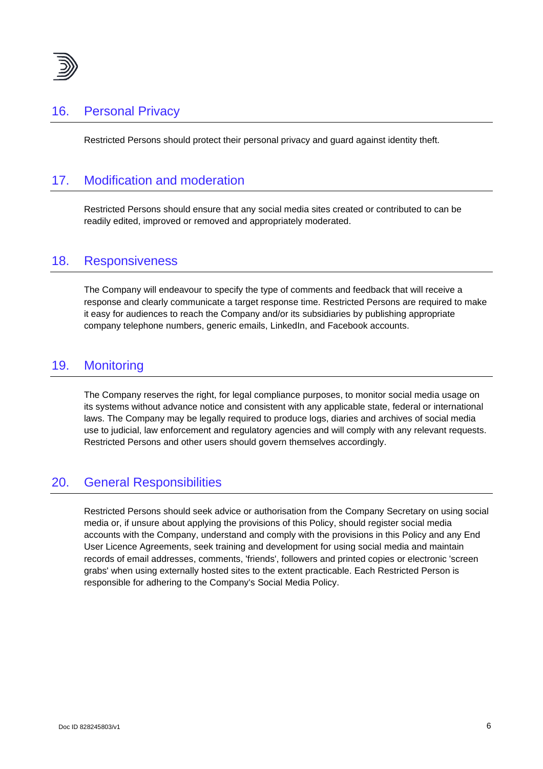## 16. Personal Privacy

Restricted Persons should protect their personal privacy and guard against identity theft.

## 17. Modification and moderation

Restricted Persons should ensure that any social media sites created or contributed to can be readily edited, improved or removed and appropriately moderated.

## 18. Responsiveness

The Company will endeavour to specify the type of comments and feedback that will receive a response and clearly communicate a target response time. Restricted Persons are required to make it easy for audiences to reach the Company and/or its subsidiaries by publishing appropriate company telephone numbers, generic emails, LinkedIn, and Facebook accounts.

## 19. Monitoring

The Company reserves the right, for legal compliance purposes, to monitor social media usage on its systems without advance notice and consistent with any applicable state, federal or international laws. The Company may be legally required to produce logs, diaries and archives of social media use to judicial, law enforcement and regulatory agencies and will comply with any relevant requests. Restricted Persons and other users should govern themselves accordingly.

## 20. General Responsibilities

Restricted Persons should seek advice or authorisation from the Company Secretary on using social media or, if unsure about applying the provisions of this Policy, should register social media accounts with the Company, understand and comply with the provisions in this Policy and any End User Licence Agreements, seek training and development for using social media and maintain records of email addresses, comments, 'friends', followers and printed copies or electronic 'screen grabs' when using externally hosted sites to the extent practicable. Each Restricted Person is responsible for adhering to the Company's Social Media Policy.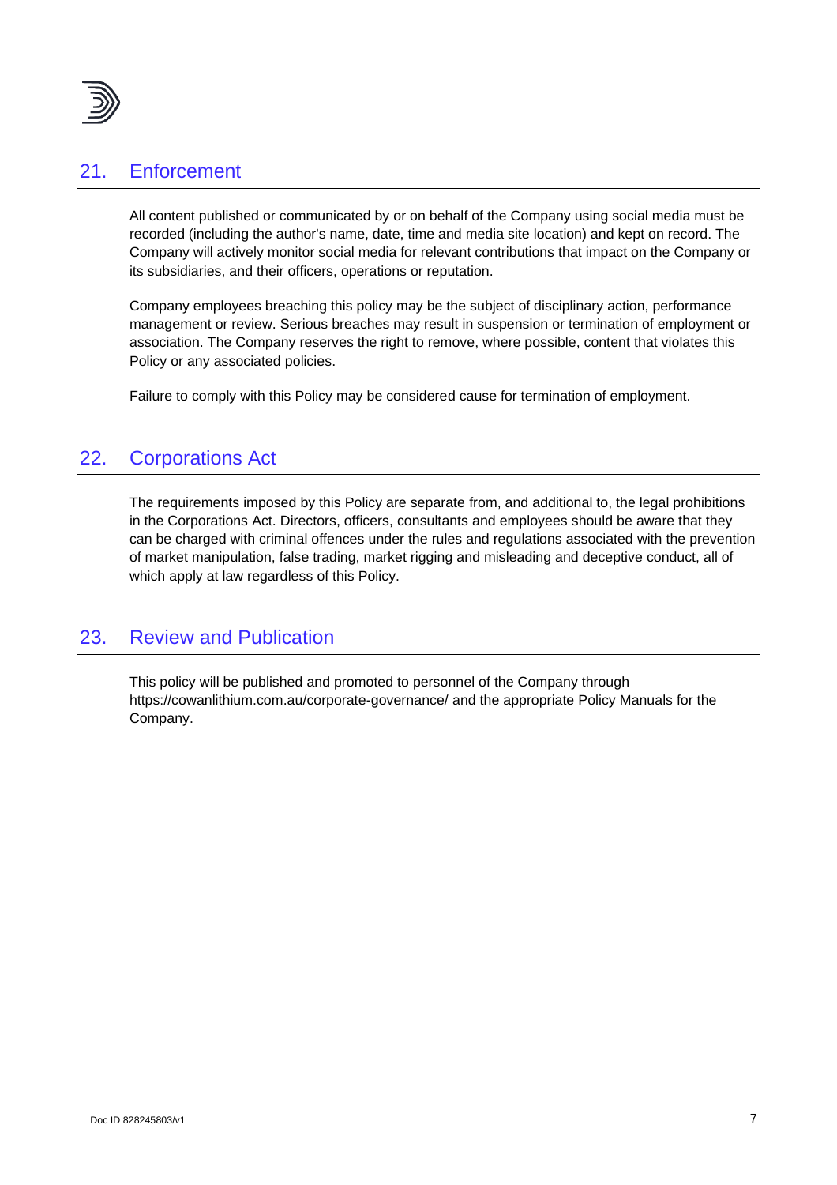## 21. Enforcement

All content published or communicated by or on behalf of the Company using social media must be recorded (including the author's name, date, time and media site location) and kept on record. The Company will actively monitor social media for relevant contributions that impact on the Company or its subsidiaries, and their officers, operations or reputation.

Company employees breaching this policy may be the subject of disciplinary action, performance management or review. Serious breaches may result in suspension or termination of employment or association. The Company reserves the right to remove, where possible, content that violates this Policy or any associated policies.

Failure to comply with this Policy may be considered cause for termination of employment.

## 22. Corporations Act

The requirements imposed by this Policy are separate from, and additional to, the legal prohibitions in the Corporations Act. Directors, officers, consultants and employees should be aware that they can be charged with criminal offences under the rules and regulations associated with the prevention of market manipulation, false trading, market rigging and misleading and deceptive conduct, all of which apply at law regardless of this Policy.

## 23. Review and Publication

This policy will be published and promoted to personnel of the Company through https://cowanlithium.com.au/corporate-governance/ and the appropriate Policy Manuals for the Company.